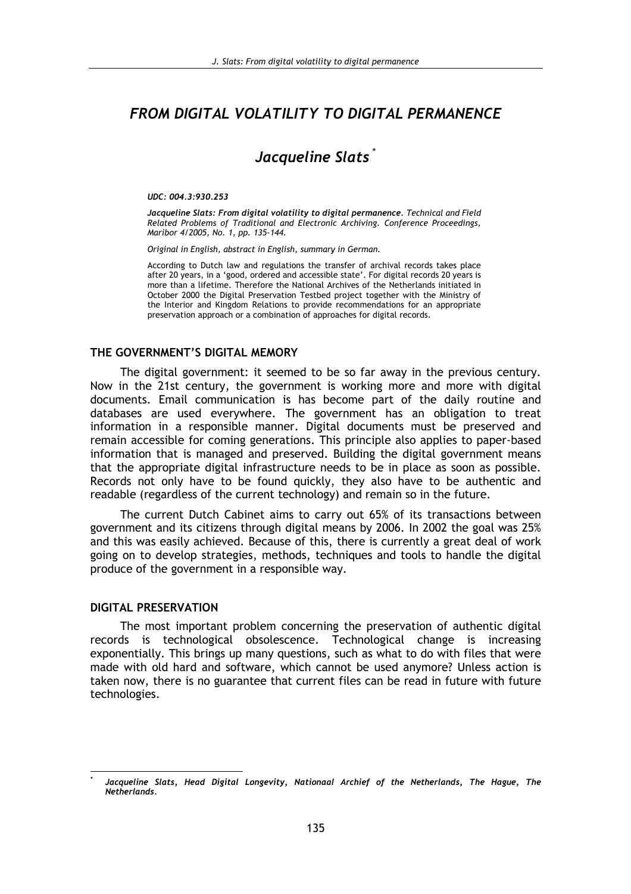# *FROM DIGITAL VOLATILITY TO DIGITAL PERMANENCE*

## *Jacqueline Slats* [*]

***UDC: 004.3:930.253***

***Jacqueline Slats: From digital volatility to digital permanence.*** *Technical and Field Related Problems of Traditional and Electronic Archiving. Conference Proceedings, Maribor 4/2005, No. 1, pp. 135-144.*

*Original in English, abstract in English, summary in German.*

According to Dutch law and regulations the transfer of archival records takes place after 20 years, in a 'good, ordered and accessible state'. For digital records 20 years is more than a lifetime. Therefore the National Archives of the Netherlands initiated in October 2000 the Digital Preservation Testbed project together with the Ministry of the Interior and Kingdom Relations to provide recommendations for an appropriate preservation approach or a combination of approaches for digital records.

### THE GOVERNMENT'S DIGITAL MEMORY

The digital government: it seemed to be so far away in the previous century. Now in the 21st century, the government is working more and more with digital documents. Email communication is has become part of the daily routine and databases are used everywhere. The government has an obligation to treat information in a responsible manner. Digital documents must be preserved and remain accessible for coming generations. This principle also applies to paper-based information that is managed and preserved. Building the digital government means that the appropriate digital infrastructure needs to be in place as soon as possible. Records not only have to be found quickly, they also have to be authentic and readable (regardless of the current technology) and remain so in the future.

The current Dutch Cabinet aims to carry out 65% of its transactions between government and its citizens through digital means by 2006. In 2002 the goal was 25% and this was easily achieved. Because of this, there is currently a great deal of work going on to develop strategies, methods, techniques and tools to handle the digital produce of the government in a responsible way.

### DIGITAL PRESERVATION

The most important problem concerning the preservation of authentic digital records is technological obsolescence. Technological change is increasing exponentially. This brings up many questions, such as what to do with files that were made with old hard and software, which cannot be used anymore? Unless action is taken now, there is no guarantee that current files can be read in future with future technologies.

---

[*] ***Jacqueline Slats, Head Digital Longevity, Nationaal Archief of the Netherlands, The Hague, The Netherlands.***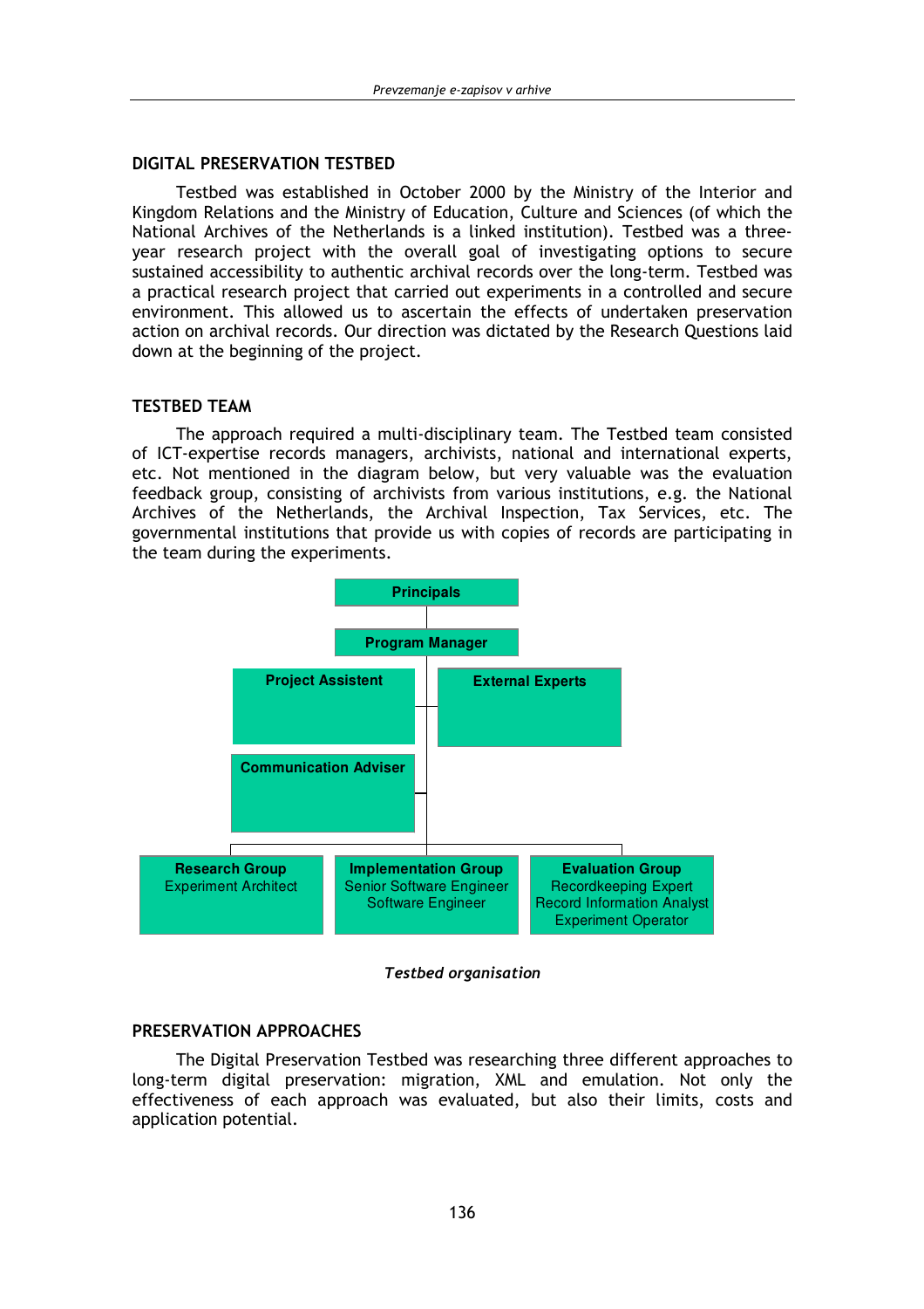## DIGITAL PRESERVATION TESTBED

Testbed was established in October 2000 by the Ministry of the Interior and Kingdom Relations and the Ministry of Education, Culture and Sciences (of which the National Archives of the Netherlands is a linked institution). Testbed was a three-year research project with the overall goal of investigating options to secure sustained accessibility to authentic archival records over the long-term. Testbed was a practical research project that carried out experiments in a controlled and secure environment. This allowed us to ascertain the effects of undertaken preservation action on archival records. Our direction was dictated by the Research Questions laid down at the beginning of the project.

## TESTBED TEAM

The approach required a multi-disciplinary team. The Testbed team consisted of ICT-expertise records managers, archivists, national and international experts, etc. Not mentioned in the diagram below, but very valuable was the evaluation feedback group, consisting of archivists from various institutions, e.g. the National Archives of the Netherlands, the Archival Inspection, Tax Services, etc. The governmental institutions that provide us with copies of records are participating in the team during the experiments.

**Principals**

**Program Manager**

**Project Assistent**

**External Experts**

**Communication Adviser**

**Research Group**
Experiment Architect

**Implementation Group**
Senior Software Engineer
Software Engineer

**Evaluation Group**
Recordkeeping Expert
Record Information Analyst
Experiment Operator

*Testbed organisation*

## PRESERVATION APPROACHES

The Digital Preservation Testbed was researching three different approaches to long-term digital preservation: migration, XML and emulation. Not only the effectiveness of each approach was evaluated, but also their limits, costs and application potential.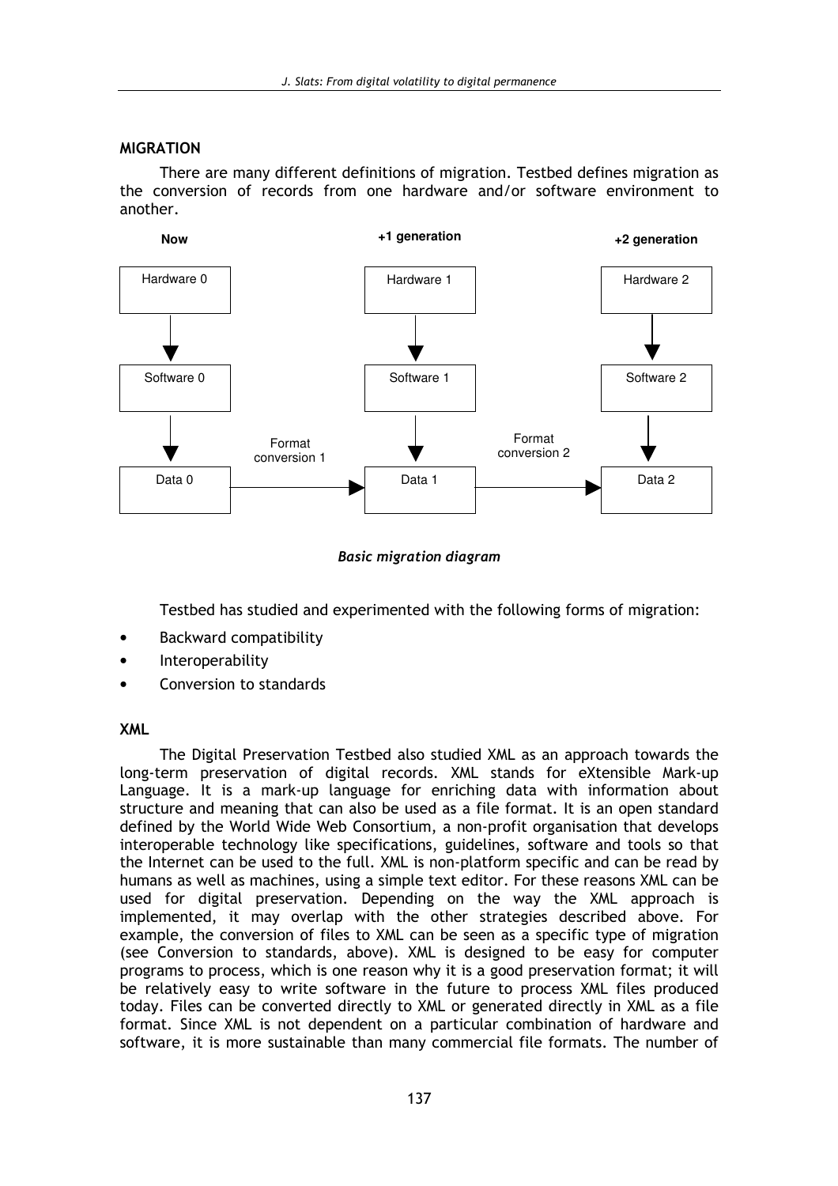## MIGRATION

There are many different definitions of migration. Testbed defines migration as the conversion of records from one hardware and/or software environment to another.

*Basic migration diagram*

Testbed has studied and experimented with the following forms of migration:

- Backward compatibility
- Interoperability
- Conversion to standards

## XML

The Digital Preservation Testbed also studied XML as an approach towards the long-term preservation of digital records. XML stands for eXtensible Mark-up Language. It is a mark-up language for enriching data with information about structure and meaning that can also be used as a file format. It is an open standard defined by the World Wide Web Consortium, a non-profit organisation that develops interoperable technology like specifications, guidelines, software and tools so that the Internet can be used to the full. XML is non-platform specific and can be read by humans as well as machines, using a simple text editor. For these reasons XML can be used for digital preservation. Depending on the way the XML approach is implemented, it may overlap with the other strategies described above. For example, the conversion of files to XML can be seen as a specific type of migration (see Conversion to standards, above). XML is designed to be easy for computer programs to process, which is one reason why it is a good preservation format; it will be relatively easy to write software in the future to process XML files produced today. Files can be converted directly to XML or generated directly in XML as a file format. Since XML is not dependent on a particular combination of hardware and software, it is more sustainable than many commercial file formats. The number of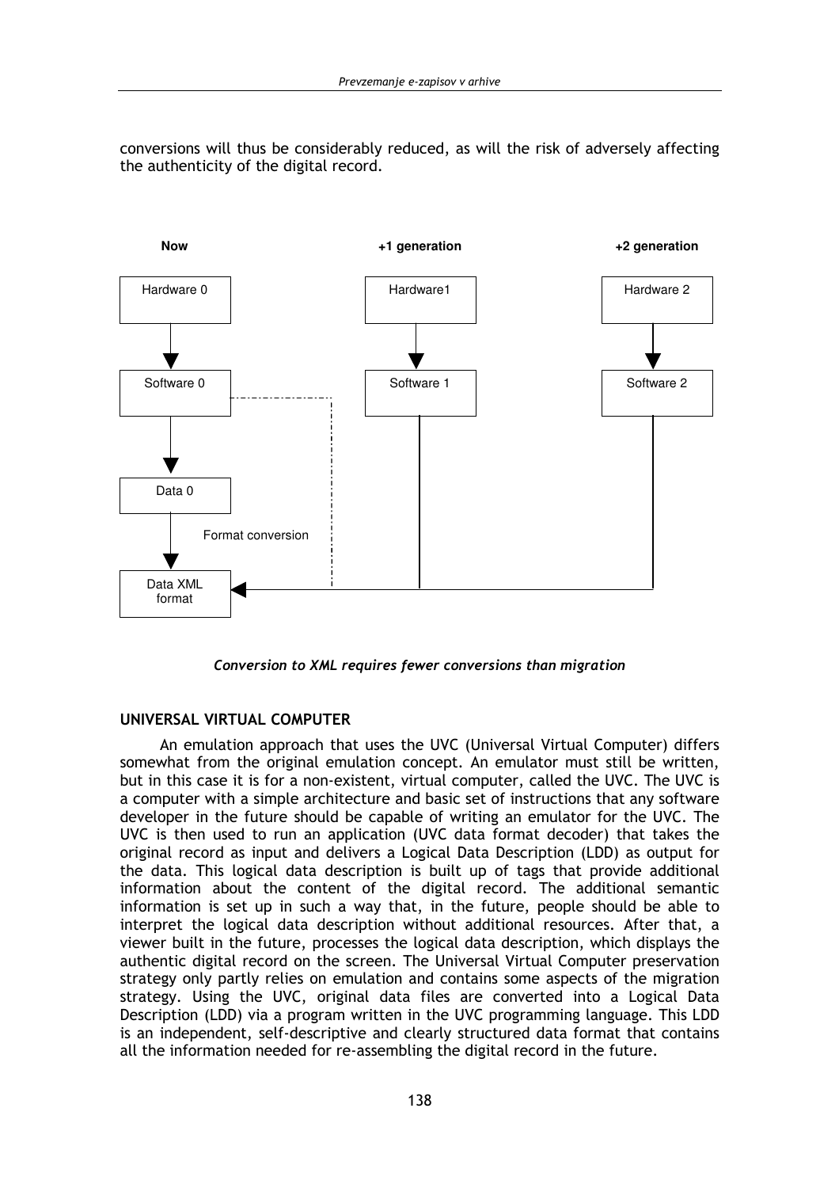conversions will thus be considerably reduced, as will the risk of adversely affecting the authenticity of the digital record.

**Now** | **+1 generation** | **+2 generation**

Hardware 0 → Software 0 → Data 0 → (Format conversion) → Data XML format

Hardware1 → Software 1 → Data XML format

Hardware 2 → Software 2 → Data XML format

*Conversion to XML requires fewer conversions than migration*

### UNIVERSAL VIRTUAL COMPUTER

An emulation approach that uses the UVC (Universal Virtual Computer) differs somewhat from the original emulation concept. An emulator must still be written, but in this case it is for a non-existent, virtual computer, called the UVC. The UVC is a computer with a simple architecture and basic set of instructions that any software developer in the future should be capable of writing an emulator for the UVC. The UVC is then used to run an application (UVC data format decoder) that takes the original record as input and delivers a Logical Data Description (LDD) as output for the data. This logical data description is built up of tags that provide additional information about the content of the digital record. The additional semantic information is set up in such a way that, in the future, people should be able to interpret the logical data description without additional resources. After that, a viewer built in the future, processes the logical data description, which displays the authentic digital record on the screen. The Universal Virtual Computer preservation strategy only partly relies on emulation and contains some aspects of the migration strategy. Using the UVC, original data files are converted into a Logical Data Description (LDD) via a program written in the UVC programming language. This LDD is an independent, self-descriptive and clearly structured data format that contains all the information needed for re-assembling the digital record in the future.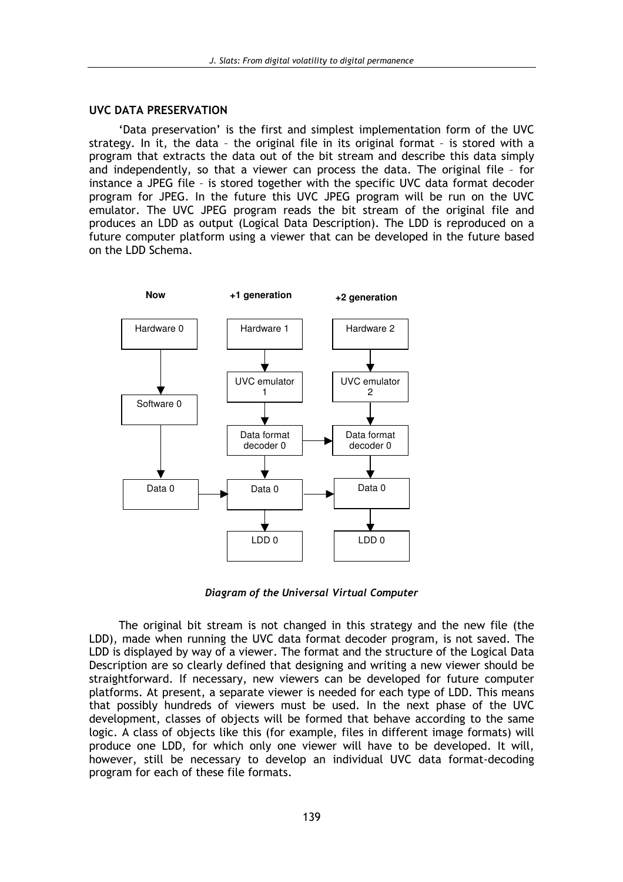## UVC DATA PRESERVATION

'Data preservation' is the first and simplest implementation form of the UVC strategy. In it, the data – the original file in its original format – is stored with a program that extracts the data out of the bit stream and describe this data simply and independently, so that a viewer can process the data. The original file – for instance a JPEG file – is stored together with the specific UVC data format decoder program for JPEG. In the future this UVC JPEG program will be run on the UVC emulator. The UVC JPEG program reads the bit stream of the original file and produces an LDD as output (Logical Data Description). The LDD is reproduced on a future computer platform using a viewer that can be developed in the future based on the LDD Schema.

*Diagram of the Universal Virtual Computer*

The original bit stream is not changed in this strategy and the new file (the LDD), made when running the UVC data format decoder program, is not saved. The LDD is displayed by way of a viewer. The format and the structure of the Logical Data Description are so clearly defined that designing and writing a new viewer should be straightforward. If necessary, new viewers can be developed for future computer platforms. At present, a separate viewer is needed for each type of LDD. This means that possibly hundreds of viewers must be used. In the next phase of the UVC development, classes of objects will be formed that behave according to the same logic. A class of objects like this (for example, files in different image formats) will produce one LDD, for which only one viewer will have to be developed. It will, however, still be necessary to develop an individual UVC data format-decoding program for each of these file formats.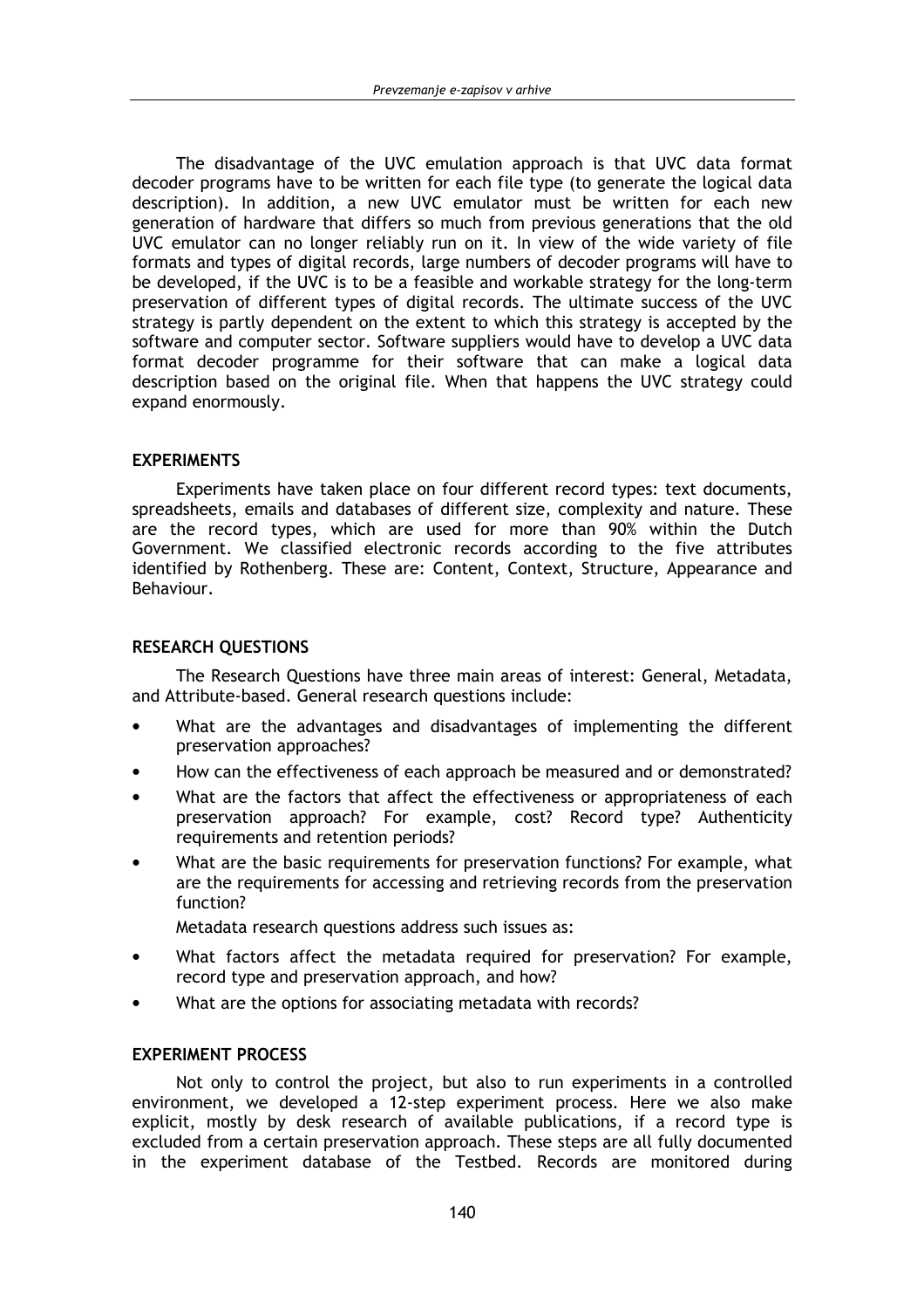The disadvantage of the UVC emulation approach is that UVC data format decoder programs have to be written for each file type (to generate the logical data description). In addition, a new UVC emulator must be written for each new generation of hardware that differs so much from previous generations that the old UVC emulator can no longer reliably run on it. In view of the wide variety of file formats and types of digital records, large numbers of decoder programs will have to be developed, if the UVC is to be a feasible and workable strategy for the long-term preservation of different types of digital records. The ultimate success of the UVC strategy is partly dependent on the extent to which this strategy is accepted by the software and computer sector. Software suppliers would have to develop a UVC data format decoder programme for their software that can make a logical data description based on the original file. When that happens the UVC strategy could expand enormously.

**EXPERIMENTS**

Experiments have taken place on four different record types: text documents, spreadsheets, emails and databases of different size, complexity and nature. These are the record types, which are used for more than 90% within the Dutch Government. We classified electronic records according to the five attributes identified by Rothenberg. These are: Content, Context, Structure, Appearance and Behaviour.

**RESEARCH QUESTIONS**

The Research Questions have three main areas of interest: General, Metadata, and Attribute-based. General research questions include:

- What are the advantages and disadvantages of implementing the different preservation approaches?
- How can the effectiveness of each approach be measured and or demonstrated?
- What are the factors that affect the effectiveness or appropriateness of each preservation approach? For example, cost? Record type? Authenticity requirements and retention periods?
- What are the basic requirements for preservation functions? For example, what are the requirements for accessing and retrieving records from the preservation function?

Metadata research questions address such issues as:

- What factors affect the metadata required for preservation? For example, record type and preservation approach, and how?
- What are the options for associating metadata with records?

**EXPERIMENT PROCESS**

Not only to control the project, but also to run experiments in a controlled environment, we developed a 12-step experiment process. Here we also make explicit, mostly by desk research of available publications, if a record type is excluded from a certain preservation approach. These steps are all fully documented in the experiment database of the Testbed. Records are monitored during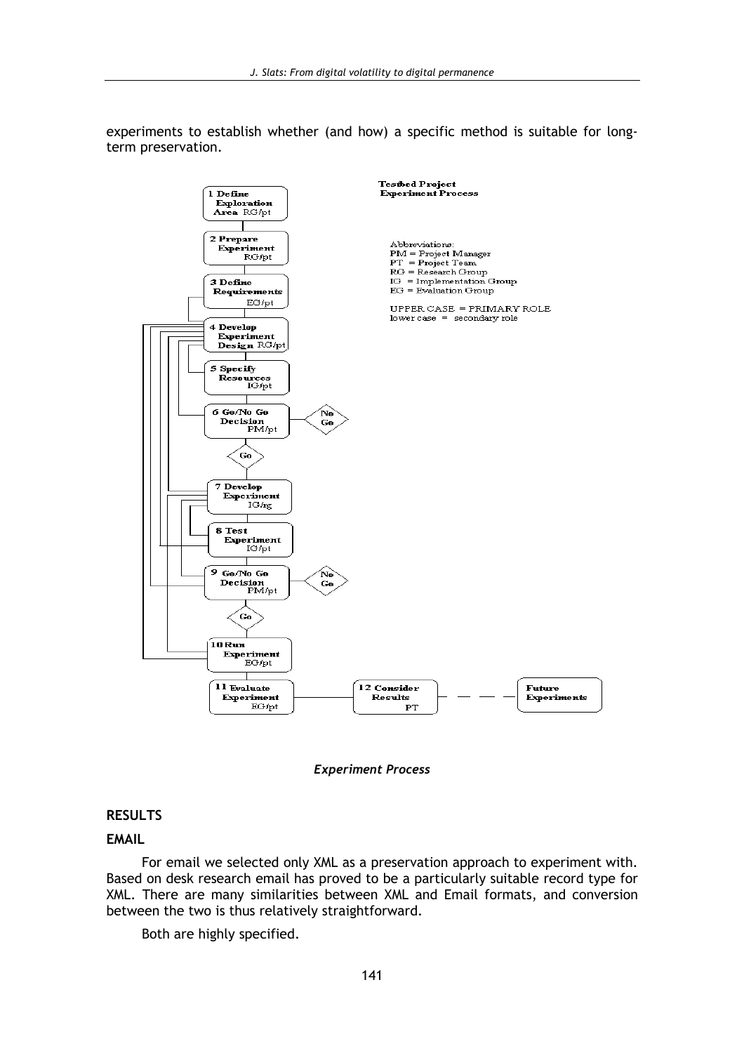experiments to establish whether (and how) a specific method is suitable for long-term preservation.

**Testbed Project Experiment Process**

1 Define Exploration Area RG/pt

2 Prepare Experiment RG/pt

3 Define Requirements EG/pt

4 Develop Experiment Design RG/pt

5 Specify Resources IG/pt

6 Go/No Go Decision PM/pt — No Go / Go

7 Develop Experiment IG/rg

8 Test Experiment IG/pt

9 Go/No Go Decision PM/pt — No Go / Go

10 Run Experiment EG/pt

11 Evaluate Experiment EG/pt

12 Consider Results PT

Future Experiments

Abbreviations:
PM = Project Manager
PT = Project Team
RG = Research Group
IG = Implementation Group
EG = Evaluation Group

UPPER CASE = PRIMARY ROLE
lower case = secondary role

*Experiment Process*

## RESULTS

### EMAIL

For email we selected only XML as a preservation approach to experiment with. Based on desk research email has proved to be a particularly suitable record type for XML. There are many similarities between XML and Email formats, and conversion between the two is thus relatively straightforward.

Both are highly specified.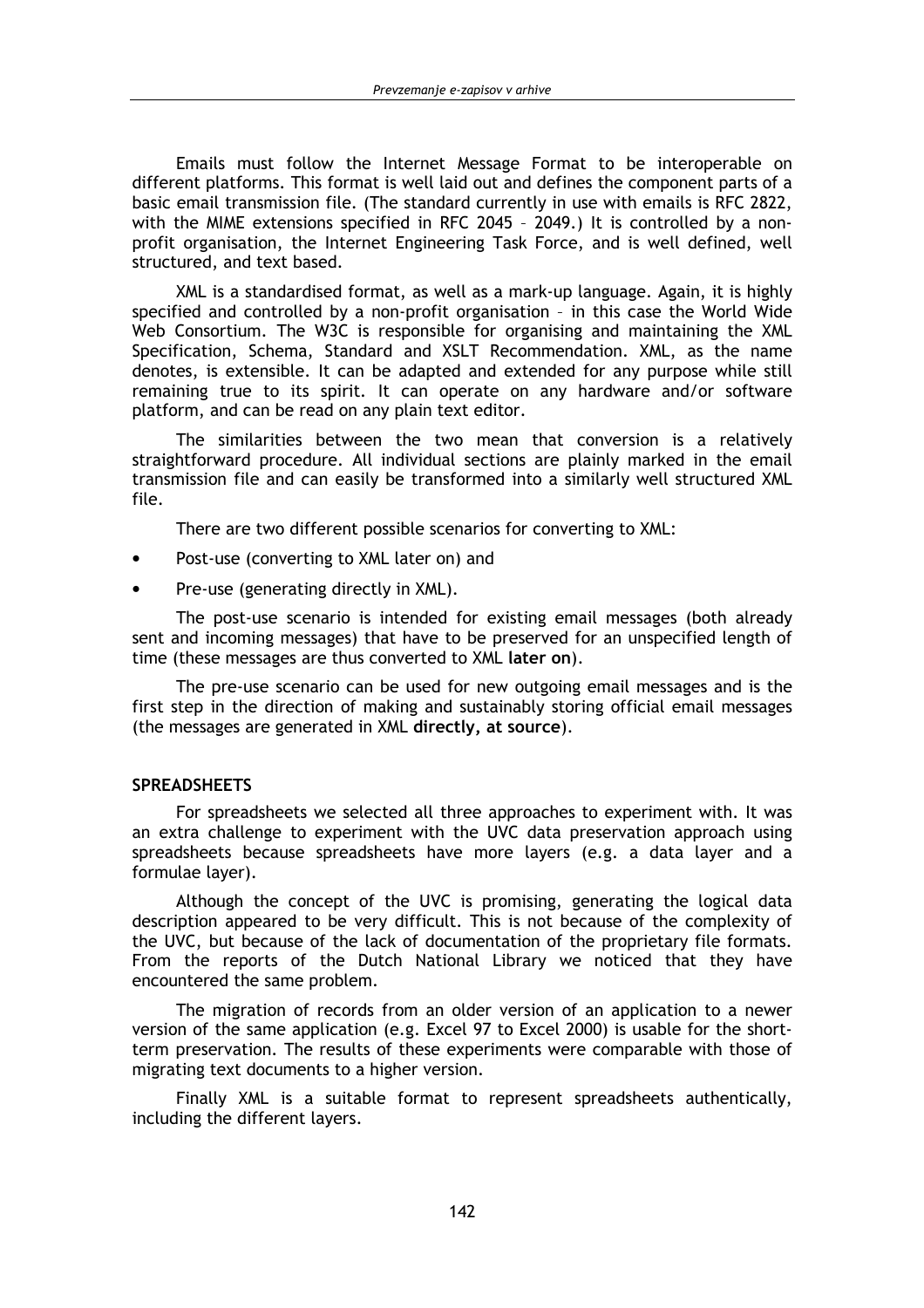Emails must follow the Internet Message Format to be interoperable on different platforms. This format is well laid out and defines the component parts of a basic email transmission file. (The standard currently in use with emails is RFC 2822, with the MIME extensions specified in RFC 2045 – 2049.) It is controlled by a non-profit organisation, the Internet Engineering Task Force, and is well defined, well structured, and text based.

XML is a standardised format, as well as a mark-up language. Again, it is highly specified and controlled by a non-profit organisation – in this case the World Wide Web Consortium. The W3C is responsible for organising and maintaining the XML Specification, Schema, Standard and XSLT Recommendation. XML, as the name denotes, is extensible. It can be adapted and extended for any purpose while still remaining true to its spirit. It can operate on any hardware and/or software platform, and can be read on any plain text editor.

The similarities between the two mean that conversion is a relatively straightforward procedure. All individual sections are plainly marked in the email transmission file and can easily be transformed into a similarly well structured XML file.

There are two different possible scenarios for converting to XML:

- Post-use (converting to XML later on) and
- Pre-use (generating directly in XML).

The post-use scenario is intended for existing email messages (both already sent and incoming messages) that have to be preserved for an unspecified length of time (these messages are thus converted to XML **later on**).

The pre-use scenario can be used for new outgoing email messages and is the first step in the direction of making and sustainably storing official email messages (the messages are generated in XML **directly, at source**).

**SPREADSHEETS**

For spreadsheets we selected all three approaches to experiment with. It was an extra challenge to experiment with the UVC data preservation approach using spreadsheets because spreadsheets have more layers (e.g. a data layer and a formulae layer).

Although the concept of the UVC is promising, generating the logical data description appeared to be very difficult. This is not because of the complexity of the UVC, but because of the lack of documentation of the proprietary file formats. From the reports of the Dutch National Library we noticed that they have encountered the same problem.

The migration of records from an older version of an application to a newer version of the same application (e.g. Excel 97 to Excel 2000) is usable for the short-term preservation. The results of these experiments were comparable with those of migrating text documents to a higher version.

Finally XML is a suitable format to represent spreadsheets authentically, including the different layers.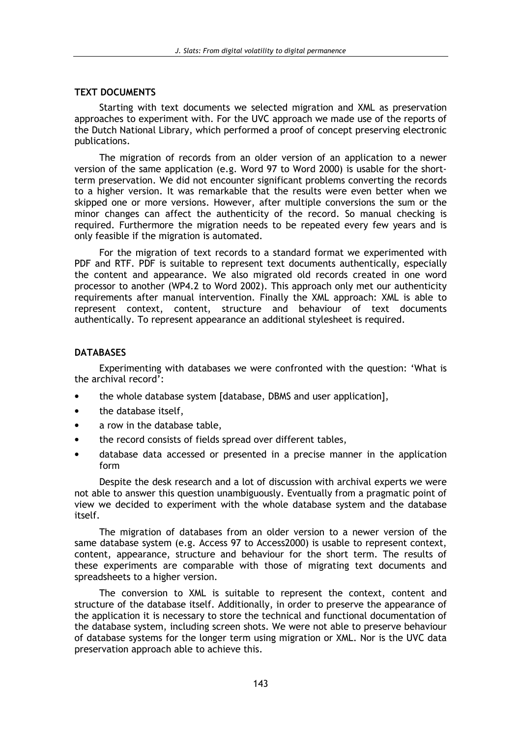## TEXT DOCUMENTS

Starting with text documents we selected migration and XML as preservation approaches to experiment with. For the UVC approach we made use of the reports of the Dutch National Library, which performed a proof of concept preserving electronic publications.

The migration of records from an older version of an application to a newer version of the same application (e.g. Word 97 to Word 2000) is usable for the short-term preservation. We did not encounter significant problems converting the records to a higher version. It was remarkable that the results were even better when we skipped one or more versions. However, after multiple conversions the sum or the minor changes can affect the authenticity of the record. So manual checking is required. Furthermore the migration needs to be repeated every few years and is only feasible if the migration is automated.

For the migration of text records to a standard format we experimented with PDF and RTF. PDF is suitable to represent text documents authentically, especially the content and appearance. We also migrated old records created in one word processor to another (WP4.2 to Word 2002). This approach only met our authenticity requirements after manual intervention. Finally the XML approach: XML is able to represent context, content, structure and behaviour of text documents authentically. To represent appearance an additional stylesheet is required.

## DATABASES

Experimenting with databases we were confronted with the question: 'What is the archival record':

- the whole database system [database, DBMS and user application],
- the database itself,
- a row in the database table,
- the record consists of fields spread over different tables,
- database data accessed or presented in a precise manner in the application form

Despite the desk research and a lot of discussion with archival experts we were not able to answer this question unambiguously. Eventually from a pragmatic point of view we decided to experiment with the whole database system and the database itself.

The migration of databases from an older version to a newer version of the same database system (e.g. Access 97 to Access2000) is usable to represent context, content, appearance, structure and behaviour for the short term. The results of these experiments are comparable with those of migrating text documents and spreadsheets to a higher version.

The conversion to XML is suitable to represent the context, content and structure of the database itself. Additionally, in order to preserve the appearance of the application it is necessary to store the technical and functional documentation of the database system, including screen shots. We were not able to preserve behaviour of database systems for the longer term using migration or XML. Nor is the UVC data preservation approach able to achieve this.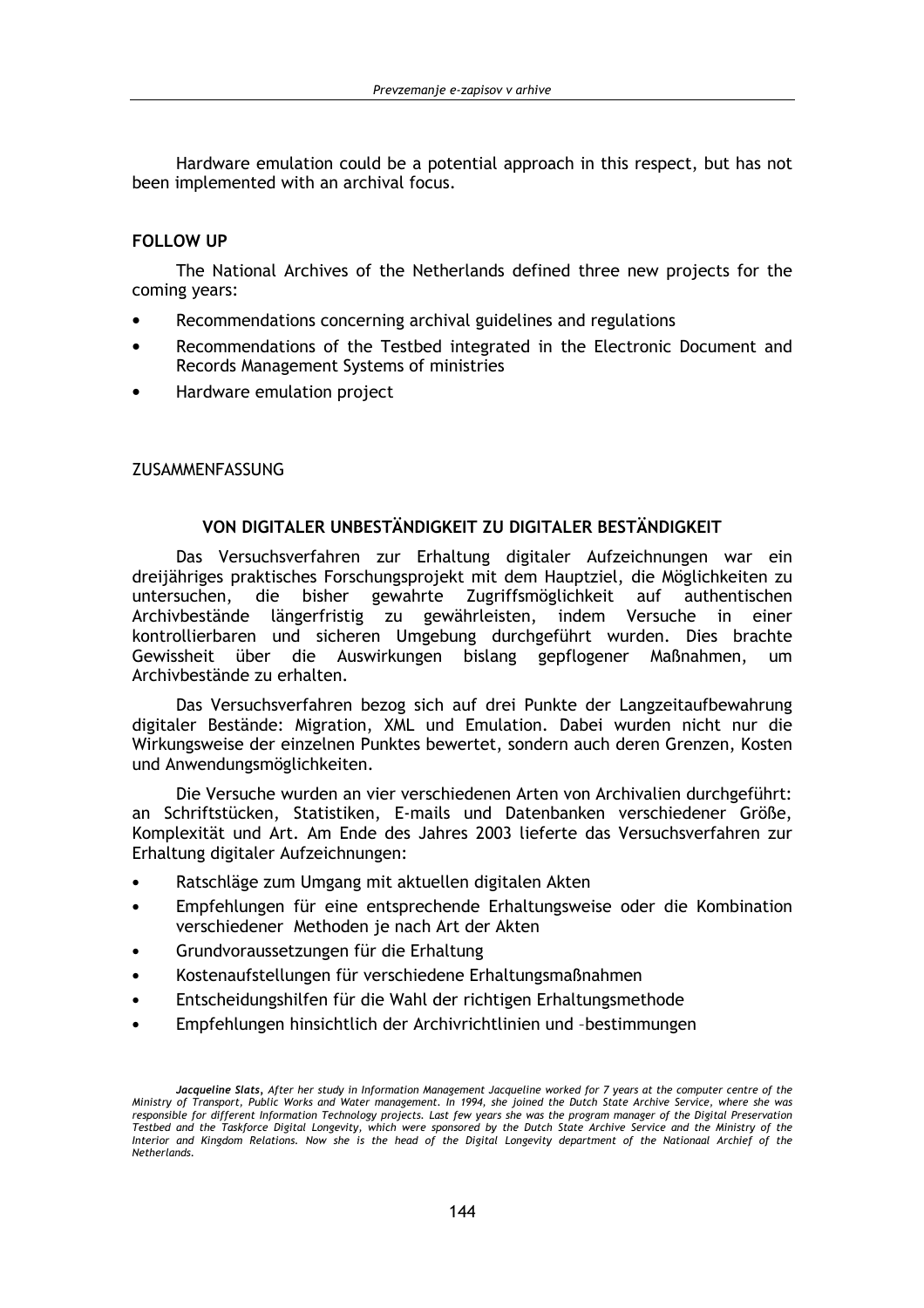Hardware emulation could be a potential approach in this respect, but has not been implemented with an archival focus.

**FOLLOW UP**

The National Archives of the Netherlands defined three new projects for the coming years:

- Recommendations concerning archival guidelines and regulations
- Recommendations of the Testbed integrated in the Electronic Document and Records Management Systems of ministries
- Hardware emulation project

ZUSAMMENFASSUNG

**VON DIGITALER UNBESTÄNDIGKEIT ZU DIGITALER BESTÄNDIGKEIT**

Das Versuchsverfahren zur Erhaltung digitaler Aufzeichnungen war ein dreijähriges praktisches Forschungsprojekt mit dem Hauptziel, die Möglichkeiten zu untersuchen, die bisher gewahrte Zugriffsmöglichkeit auf authentischen Archivbestände längerfristig zu gewährleisten, indem Versuche in einer kontrollierbaren und sicheren Umgebung durchgeführt wurden. Dies brachte Gewissheit über die Auswirkungen bislang gepflogener Maßnahmen, um Archivbestände zu erhalten.

Das Versuchsverfahren bezog sich auf drei Punkte der Langzeitaufbewahrung digitaler Bestände: Migration, XML und Emulation. Dabei wurden nicht nur die Wirkungsweise der einzelnen Punktes bewertet, sondern auch deren Grenzen, Kosten und Anwendungsmöglichkeiten.

Die Versuche wurden an vier verschiedenen Arten von Archivalien durchgeführt: an Schriftstücken, Statistiken, E-mails und Datenbanken verschiedener Größe, Komplexität und Art. Am Ende des Jahres 2003 lieferte das Versuchsverfahren zur Erhaltung digitaler Aufzeichnungen:

- Ratschläge zum Umgang mit aktuellen digitalen Akten
- Empfehlungen für eine entsprechende Erhaltungsweise oder die Kombination verschiedener Methoden je nach Art der Akten
- Grundvoraussetzungen für die Erhaltung
- Kostenaufstellungen für verschiedene Erhaltungsmaßnahmen
- Entscheidungshilfen für die Wahl der richtigen Erhaltungsmethode
- Empfehlungen hinsichtlich der Archivrichtlinien und –bestimmungen

***Jacqueline Slats**, After her study in Information Management Jacqueline worked for 7 years at the computer centre of the Ministry of Transport, Public Works and Water management. In 1994, she joined the Dutch State Archive Service, where she was responsible for different Information Technology projects. Last few years she was the program manager of the Digital Preservation Testbed and the Taskforce Digital Longevity, which were sponsored by the Dutch State Archive Service and the Ministry of the Interior and Kingdom Relations. Now she is the head of the Digital Longevity department of the Nationaal Archief of the Netherlands.*